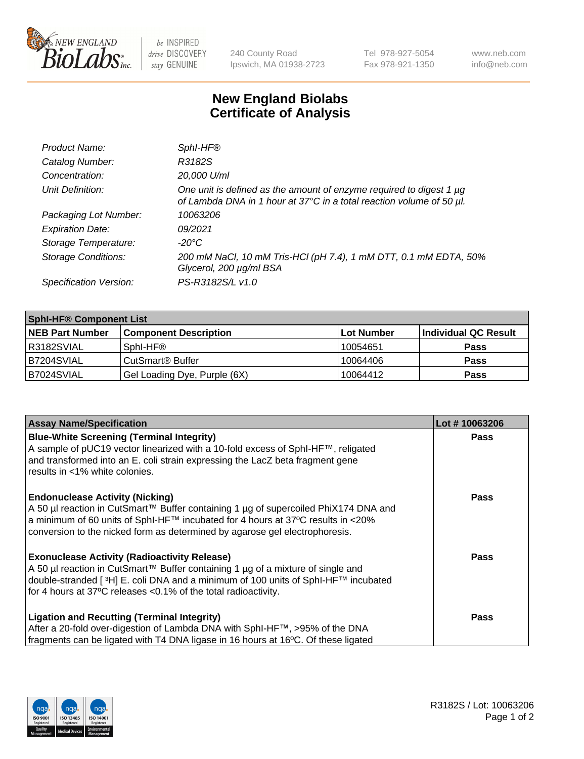New England BioLabs Inc. — be INSPIRED drive DISCOVERY stay GENUINE

240 County Road
Ipswich, MA 01938-2723

Tel 978-927-5054
Fax 978-921-1350

www.neb.com
info@neb.com

# New England Biolabs
# Certificate of Analysis

| | |
|---|---|
| *Product Name:* | *SphI-HF®* |
| *Catalog Number:* | *R3182S* |
| *Concentration:* | *20,000 U/ml* |
| *Unit Definition:* | *One unit is defined as the amount of enzyme required to digest 1 µg of Lambda DNA in 1 hour at 37°C in a total reaction volume of 50 µl.* |
| *Packaging Lot Number:* | *10063206* |
| *Expiration Date:* | *09/2021* |
| *Storage Temperature:* | *-20°C* |
| *Storage Conditions:* | *200 mM NaCl, 10 mM Tris-HCl (pH 7.4), 1 mM DTT, 0.1 mM EDTA, 50% Glycerol, 200 µg/ml BSA* |
| *Specification Version:* | *PS-R3182S/L v1.0* |

| **SphI-HF® Component List** | | | |
|---|---|---|---|
| **NEB Part Number** | **Component Description** | **Lot Number** | **Individual QC Result** |
| R3182SVIAL | SphI-HF® | 10054651 | **Pass** |
| B7204SVIAL | CutSmart® Buffer | 10064406 | **Pass** |
| B7024SVIAL | Gel Loading Dye, Purple (6X) | 10064412 | **Pass** |

| **Assay Name/Specification** | **Lot # 10063206** |
|---|---|
| **Blue-White Screening (Terminal Integrity)**<br>A sample of pUC19 vector linearized with a 10-fold excess of SphI-HF™, religated and transformed into an E. coli strain expressing the LacZ beta fragment gene results in <1% white colonies. | **Pass** |
| **Endonuclease Activity (Nicking)**<br>A 50 µl reaction in CutSmart™ Buffer containing 1 µg of supercoiled PhiX174 DNA and a minimum of 60 units of SphI-HF™ incubated for 4 hours at 37ºC results in <20% conversion to the nicked form as determined by agarose gel electrophoresis. | **Pass** |
| **Exonuclease Activity (Radioactivity Release)**<br>A 50 µl reaction in CutSmart™ Buffer containing 1 µg of a mixture of single and double-stranded [ $^{3}$H] E. coli DNA and a minimum of 100 units of SphI-HF™ incubated for 4 hours at 37ºC releases <0.1% of the total radioactivity. | **Pass** |
| **Ligation and Recutting (Terminal Integrity)**<br>After a 20-fold over-digestion of Lambda DNA with SphI-HF™, >95% of the DNA fragments can be ligated with T4 DNA ligase in 16 hours at 16ºC. Of these ligated | **Pass** |

R3182S / Lot: 10063206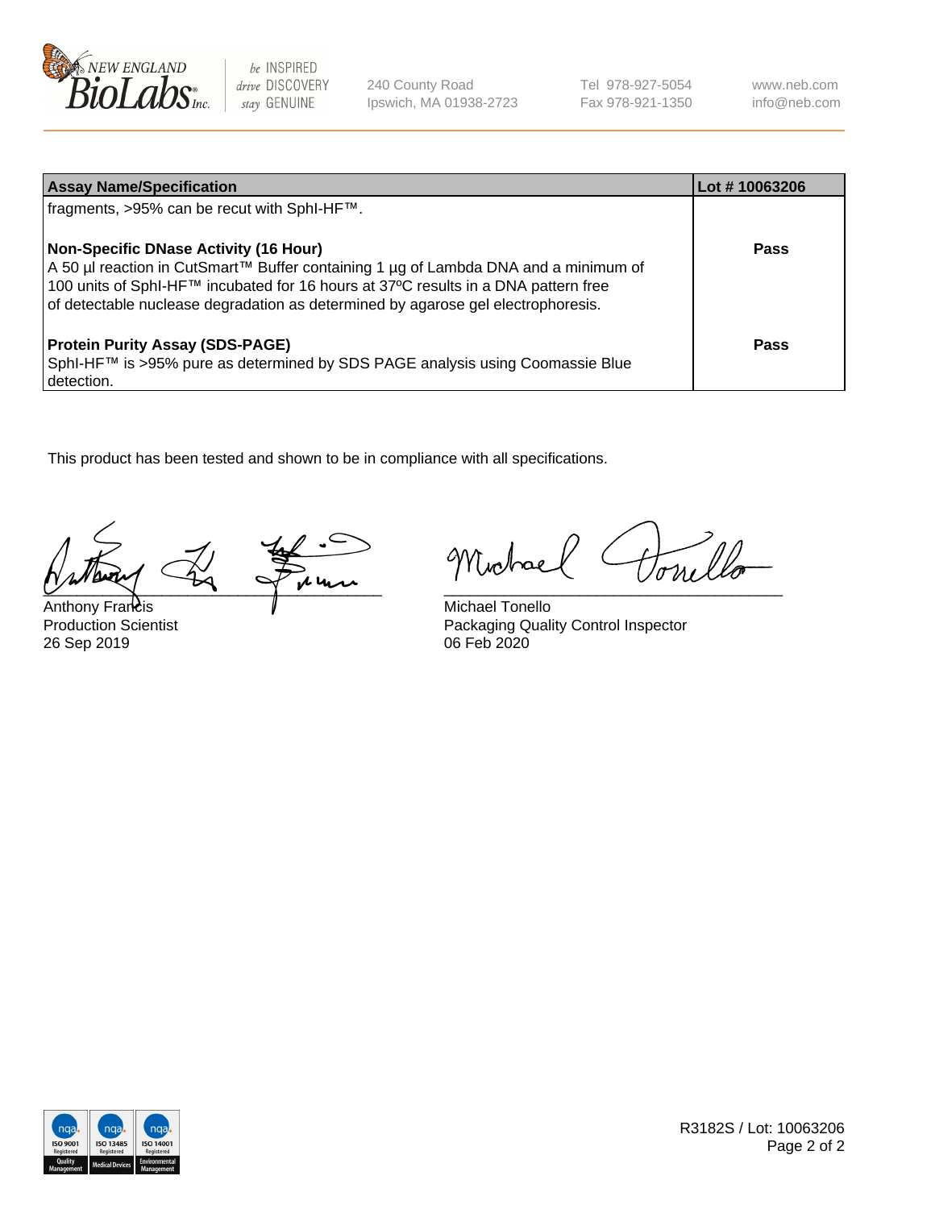| Assay Name/Specification | Lot # 10063206 |
|---|---|
| fragments, >95% can be recut with SphI-HF™. | |
| **Non-Specific DNase Activity (16 Hour)**<br>A 50 µl reaction in CutSmart™ Buffer containing 1 µg of Lambda DNA and a minimum of 100 units of SphI-HF™ incubated for 16 hours at 37ºC results in a DNA pattern free of detectable nuclease degradation as determined by agarose gel electrophoresis. | **Pass** |
| **Protein Purity Assay (SDS-PAGE)**<br>SphI-HF™ is >95% pure as determined by SDS PAGE analysis using Coomassie Blue detection. | **Pass** |

This product has been tested and shown to be in compliance with all specifications.

Anthony Francis
Production Scientist
26 Sep 2019

Michael Tonello
Packaging Quality Control Inspector
06 Feb 2020

R3182S / Lot: 10063206